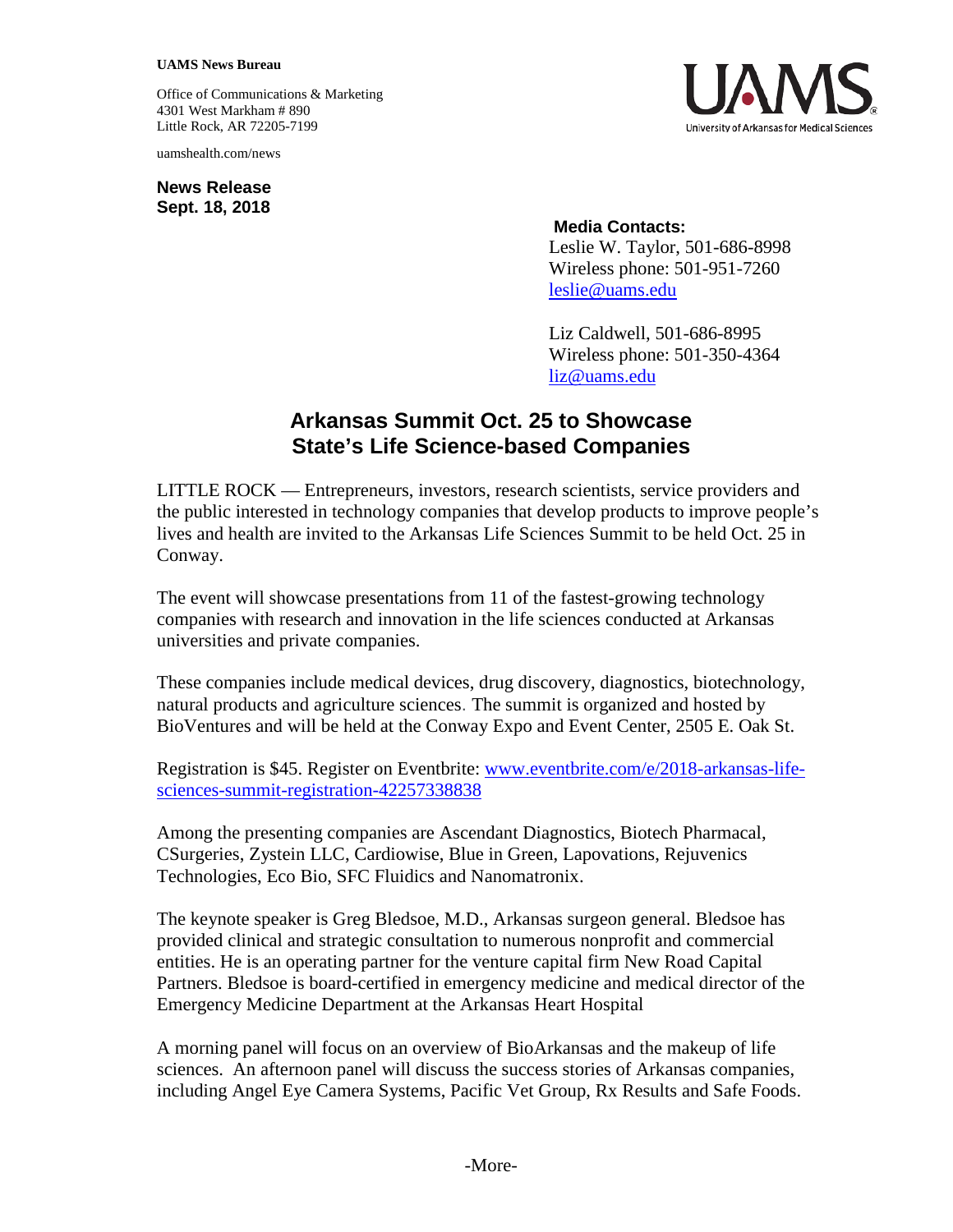**UAMS News Bureau**

Office of Communications & Marketing
4301 West Markham # 890
Little Rock, AR 72205-7199

uamshealth.com/news

**News Release**
**Sept. 18, 2018**

**Media Contacts:**
Leslie W. Taylor, 501-686-8998
Wireless phone: 501-951-7260
leslie@uams.edu

Liz Caldwell, 501-686-8995
Wireless phone: 501-350-4364
liz@uams.edu

# Arkansas Summit Oct. 25 to Showcase State's Life Science-based Companies

LITTLE ROCK — Entrepreneurs, investors, research scientists, service providers and the public interested in technology companies that develop products to improve people's lives and health are invited to the Arkansas Life Sciences Summit to be held Oct. 25 in Conway.

The event will showcase presentations from 11 of the fastest-growing technology companies with research and innovation in the life sciences conducted at Arkansas universities and private companies.

These companies include medical devices, drug discovery, diagnostics, biotechnology, natural products and agriculture sciences. The summit is organized and hosted by BioVentures and will be held at the Conway Expo and Event Center, 2505 E. Oak St.

Registration is $45. Register on Eventbrite: [www.eventbrite.com/e/2018-arkansas-life-sciences-summit-registration-42257338838](www.eventbrite.com/e/2018-arkansas-life-sciences-summit-registration-42257338838)

Among the presenting companies are Ascendant Diagnostics, Biotech Pharmacal, CSurgeries, Zystein LLC, Cardiowise, Blue in Green, Lapovations, Rejuvenics Technologies, Eco Bio, SFC Fluidics and Nanomatronix.

The keynote speaker is Greg Bledsoe, M.D., Arkansas surgeon general. Bledsoe has provided clinical and strategic consultation to numerous nonprofit and commercial entities. He is an operating partner for the venture capital firm New Road Capital Partners. Bledsoe is board-certified in emergency medicine and medical director of the Emergency Medicine Department at the Arkansas Heart Hospital

A morning panel will focus on an overview of BioArkansas and the makeup of life sciences. An afternoon panel will discuss the success stories of Arkansas companies, including Angel Eye Camera Systems, Pacific Vet Group, Rx Results and Safe Foods.

-More-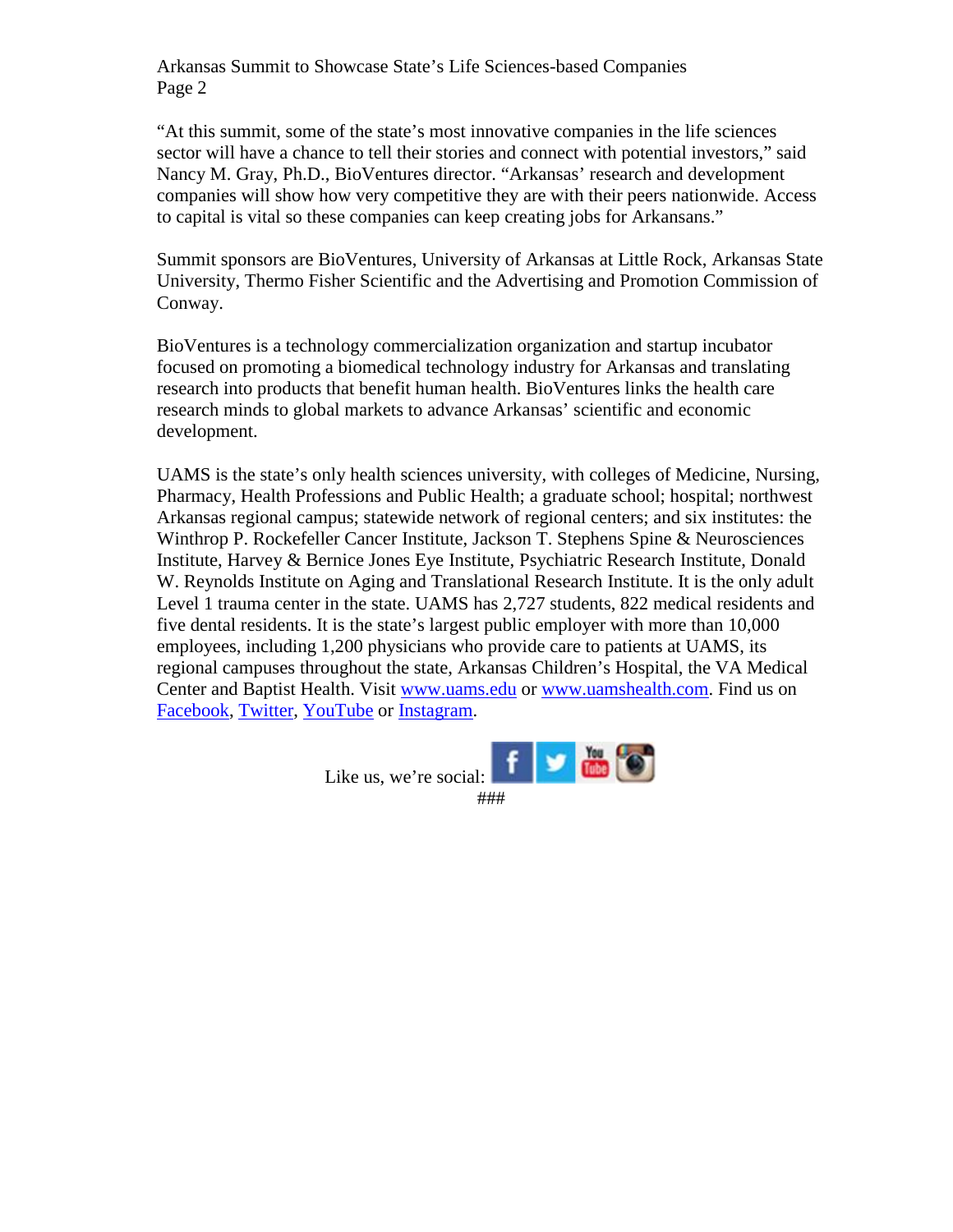"At this summit, some of the state's most innovative companies in the life sciences sector will have a chance to tell their stories and connect with potential investors," said Nancy M. Gray, Ph.D., BioVentures director. "Arkansas' research and development companies will show how very competitive they are with their peers nationwide. Access to capital is vital so these companies can keep creating jobs for Arkansans."

Summit sponsors are BioVentures, University of Arkansas at Little Rock, Arkansas State University, Thermo Fisher Scientific and the Advertising and Promotion Commission of Conway.

BioVentures is a technology commercialization organization and startup incubator focused on promoting a biomedical technology industry for Arkansas and translating research into products that benefit human health. BioVentures links the health care research minds to global markets to advance Arkansas' scientific and economic development.

UAMS is the state's only health sciences university, with colleges of Medicine, Nursing, Pharmacy, Health Professions and Public Health; a graduate school; hospital; northwest Arkansas regional campus; statewide network of regional centers; and six institutes: the Winthrop P. Rockefeller Cancer Institute, Jackson T. Stephens Spine & Neurosciences Institute, Harvey & Bernice Jones Eye Institute, Psychiatric Research Institute, Donald W. Reynolds Institute on Aging and Translational Research Institute. It is the only adult Level 1 trauma center in the state. UAMS has 2,727 students, 822 medical residents and five dental residents. It is the state's largest public employer with more than 10,000 employees, including 1,200 physicians who provide care to patients at UAMS, its regional campuses throughout the state, Arkansas Children's Hospital, the VA Medical Center and Baptist Health. Visit www.uams.edu or www.uamshealth.com. Find us on Facebook, Twitter, YouTube or Instagram.

Like us, we're social:

###